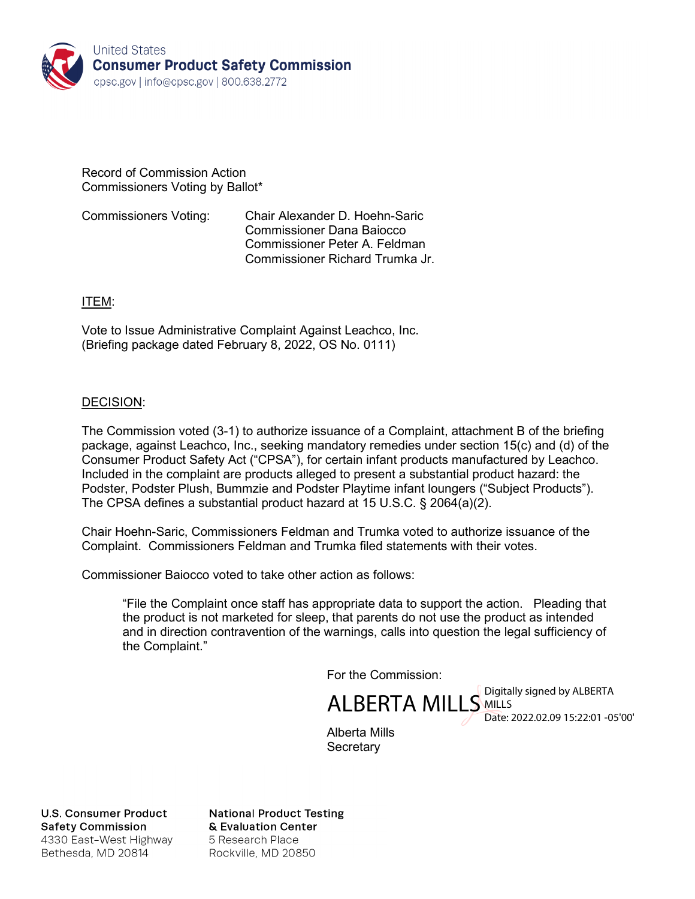United States
**Consumer Product Safety Commission**
cpsc.gov | info@cpsc.gov | 800.638.2772

Record of Commission Action
Commissioners Voting by Ballot*

Commissioners Voting: Chair Alexander D. Hoehn-Saric
Commissioner Dana Baiocco
Commissioner Peter A. Feldman
Commissioner Richard Trumka Jr.

ITEM:

Vote to Issue Administrative Complaint Against Leachco, Inc.
(Briefing package dated February 8, 2022, OS No. 0111)

DECISION:

The Commission voted (3-1) to authorize issuance of a Complaint, attachment B of the briefing package, against Leachco, Inc., seeking mandatory remedies under section 15(c) and (d) of the Consumer Product Safety Act ("CPSA"), for certain infant products manufactured by Leachco. Included in the complaint are products alleged to present a substantial product hazard: the Podster, Podster Plush, Bummzie and Podster Playtime infant loungers ("Subject Products"). The CPSA defines a substantial product hazard at 15 U.S.C. § 2064(a)(2).

Chair Hoehn-Saric, Commissioners Feldman and Trumka voted to authorize issuance of the Complaint. Commissioners Feldman and Trumka filed statements with their votes.

Commissioner Baiocco voted to take other action as follows:

> "File the Complaint once staff has appropriate data to support the action. Pleading that the product is not marketed for sleep, that parents do not use the product as intended and in direction contravention of the warnings, calls into question the legal sufficiency of the Complaint."

For the Commission:

ALBERTA MILLS
Digitally signed by ALBERTA MILLS
Date: 2022.02.09 15:22:01 -05'00'

Alberta Mills
Secretary

**U.S. Consumer Product Safety Commission**
4330 East-West Highway
Bethesda, MD 20814

**National Product Testing & Evaluation Center**
5 Research Place
Rockville, MD 20850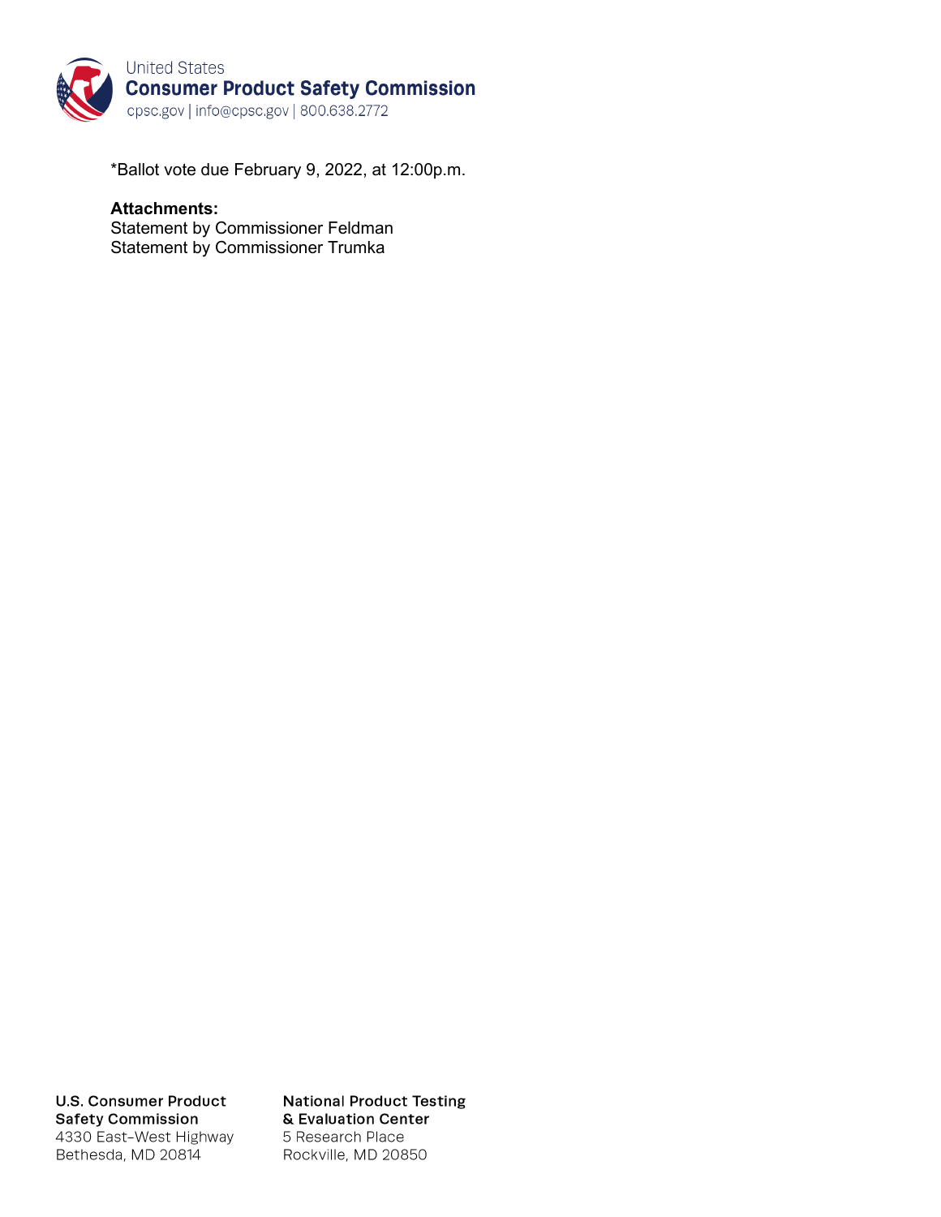*Ballot vote due February 9, 2022, at 12:00p.m.

**Attachments:**
Statement by Commissioner Feldman
Statement by Commissioner Trumka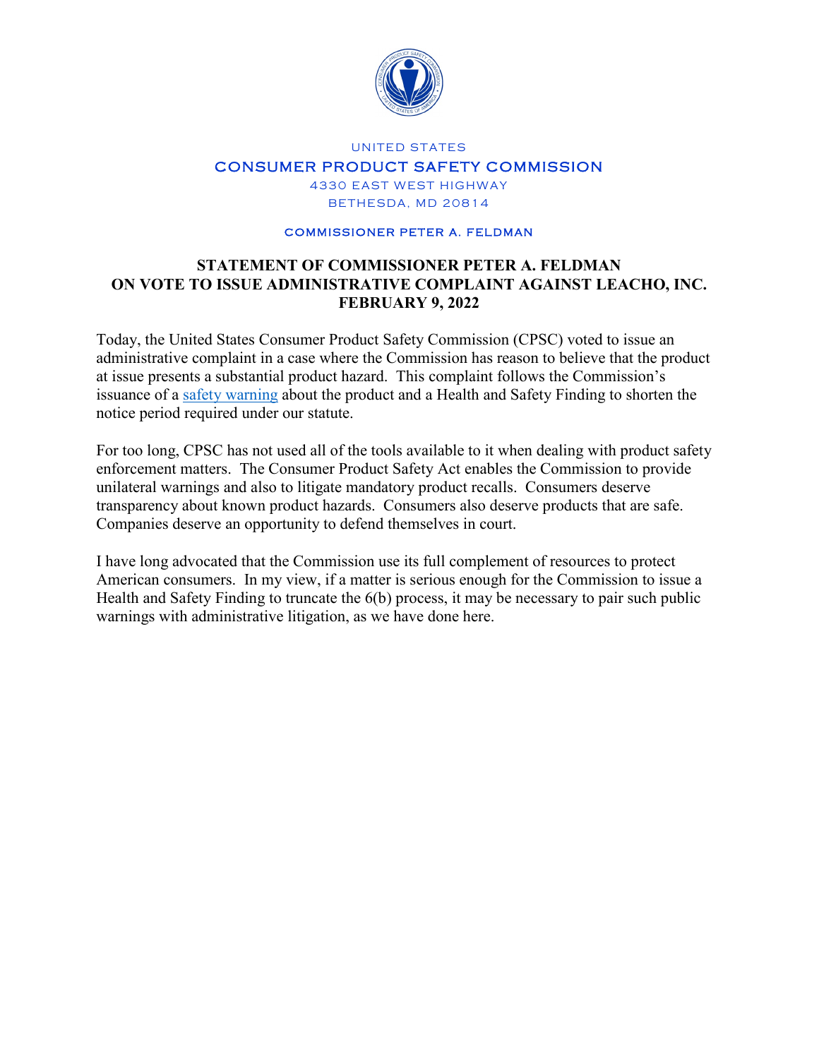UNITED STATES

CONSUMER PRODUCT SAFETY COMMISSION

4330 EAST WEST HIGHWAY

BETHESDA, MD 20814

COMMISSIONER PETER A. FELDMAN

**STATEMENT OF COMMISSIONER PETER A. FELDMAN ON VOTE TO ISSUE ADMINISTRATIVE COMPLAINT AGAINST LEACHO, INC. FEBRUARY 9, 2022**

Today, the United States Consumer Product Safety Commission (CPSC) voted to issue an administrative complaint in a case where the Commission has reason to believe that the product at issue presents a substantial product hazard. This complaint follows the Commission's issuance of a safety warning about the product and a Health and Safety Finding to shorten the notice period required under our statute.

For too long, CPSC has not used all of the tools available to it when dealing with product safety enforcement matters. The Consumer Product Safety Act enables the Commission to provide unilateral warnings and also to litigate mandatory product recalls. Consumers deserve transparency about known product hazards. Consumers also deserve products that are safe. Companies deserve an opportunity to defend themselves in court.

I have long advocated that the Commission use its full complement of resources to protect American consumers. In my view, if a matter is serious enough for the Commission to issue a Health and Safety Finding to truncate the 6(b) process, it may be necessary to pair such public warnings with administrative litigation, as we have done here.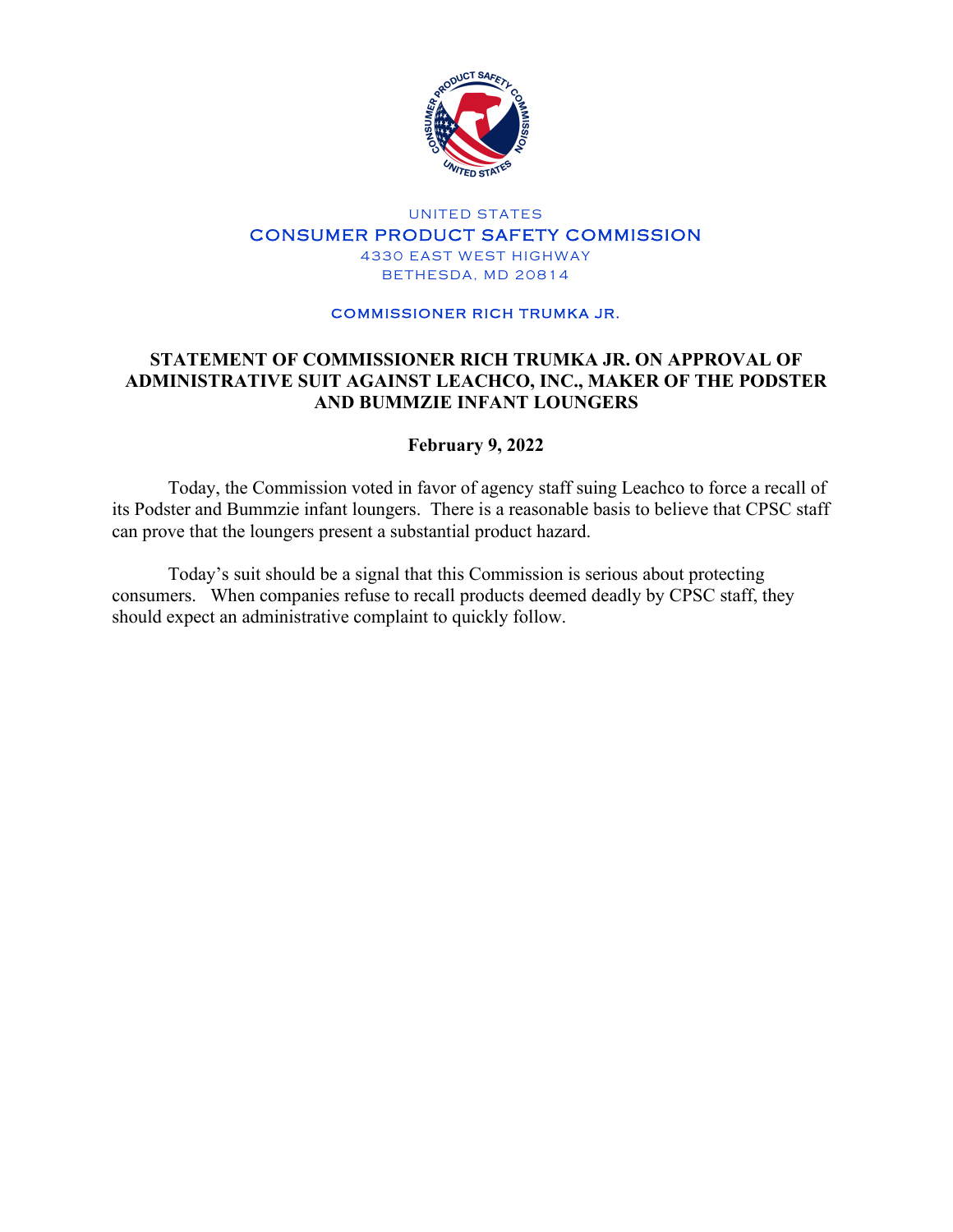UNITED STATES

CONSUMER PRODUCT SAFETY COMMISSION

4330 EAST WEST HIGHWAY

BETHESDA, MD 20814

COMMISSIONER RICH TRUMKA JR.

# STATEMENT OF COMMISSIONER RICH TRUMKA JR. ON APPROVAL OF ADMINISTRATIVE SUIT AGAINST LEACHCO, INC., MAKER OF THE PODSTER AND BUMMZIE INFANT LOUNGERS

**February 9, 2022**

Today, the Commission voted in favor of agency staff suing Leachco to force a recall of its Podster and Bummzie infant loungers. There is a reasonable basis to believe that CPSC staff can prove that the loungers present a substantial product hazard.

Today's suit should be a signal that this Commission is serious about protecting consumers. When companies refuse to recall products deemed deadly by CPSC staff, they should expect an administrative complaint to quickly follow.